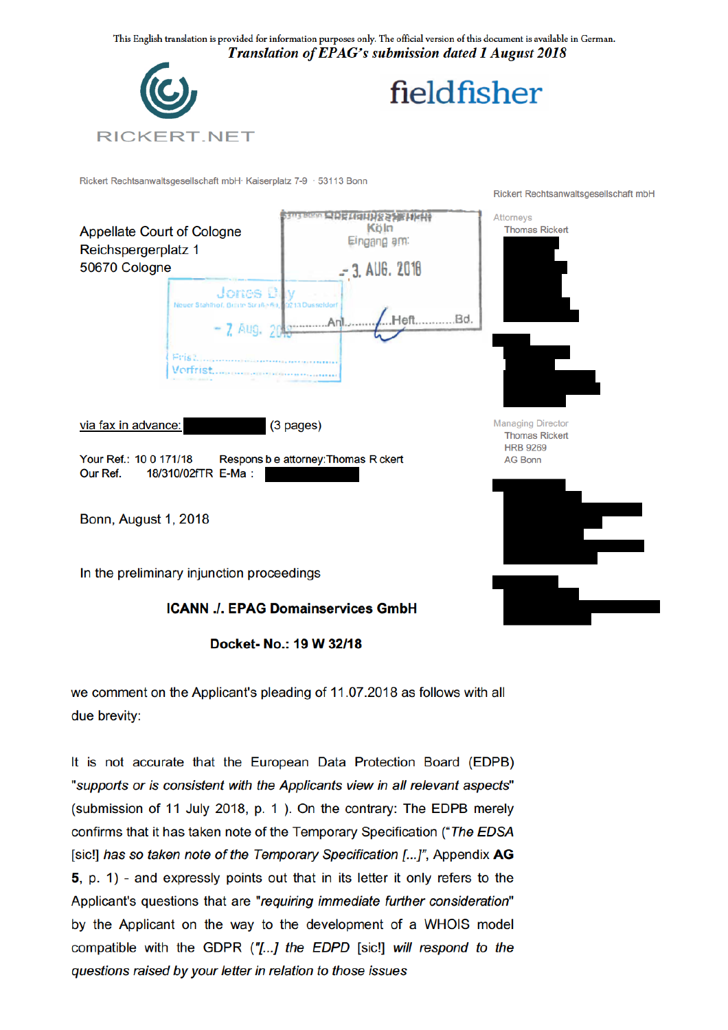This English translation is provided for information purposes only. The official version of this document is available in German.

*Translation of EPAG's submission dated 1 August 2018*

RICKERT.NET

fieldfisher

Rickert Rechtsanwaltsgesellschaft mbH· Kaiserplatz 7-9 · 53113 Bonn

Appellate Court of Cologne
Reichspergerplatz 1
50670 Cologne

Köln
Eingang am:
3. AUG. 2018
Anl.......... Heft........... Bd.

Jones Day
Neuer Stahlhof, Breite Straße 69, 40213 Düsseldorf
7. Aug. 2018
Frist:
Vorfrist:

Rickert Rechtsanwaltsgesellschaft mbH

Attorneys
Thomas Rickert

Managing Director
Thomas Rickert
HRB 9269
AG Bonn

via fax in advance: (3 pages)

Your Ref.: 10 0 171/18 Responsible attorney: Thomas Rickert
Our Ref. 18/310/02fTR E-Mail:

Bonn, August 1, 2018

In the preliminary injunction proceedings

**ICANN ./. EPAG Domainservices GmbH**

**Docket- No.: 19 W 32/18**

we comment on the Applicant's pleading of 11.07.2018 as follows with all due brevity:

It is not accurate that the European Data Protection Board (EDPB) "*supports or is consistent with the Applicants view in all relevant aspects*" (submission of 11 July 2018, p. 1 ). On the contrary: The EDPB merely confirms that it has taken note of the Temporary Specification ("*The EDSA* [sic!] *has so taken note of the Temporary Specification [...]*", Appendix **AG 5**, p. 1) - and expressly points out that in its letter it only refers to the Applicant's questions that are "*requiring immediate further consideration*" by the Applicant on the way to the development of a WHOIS model compatible with the GDPR ("*[...] the EDPD* [sic!] *will respond to the questions raised by your letter in relation to those issues*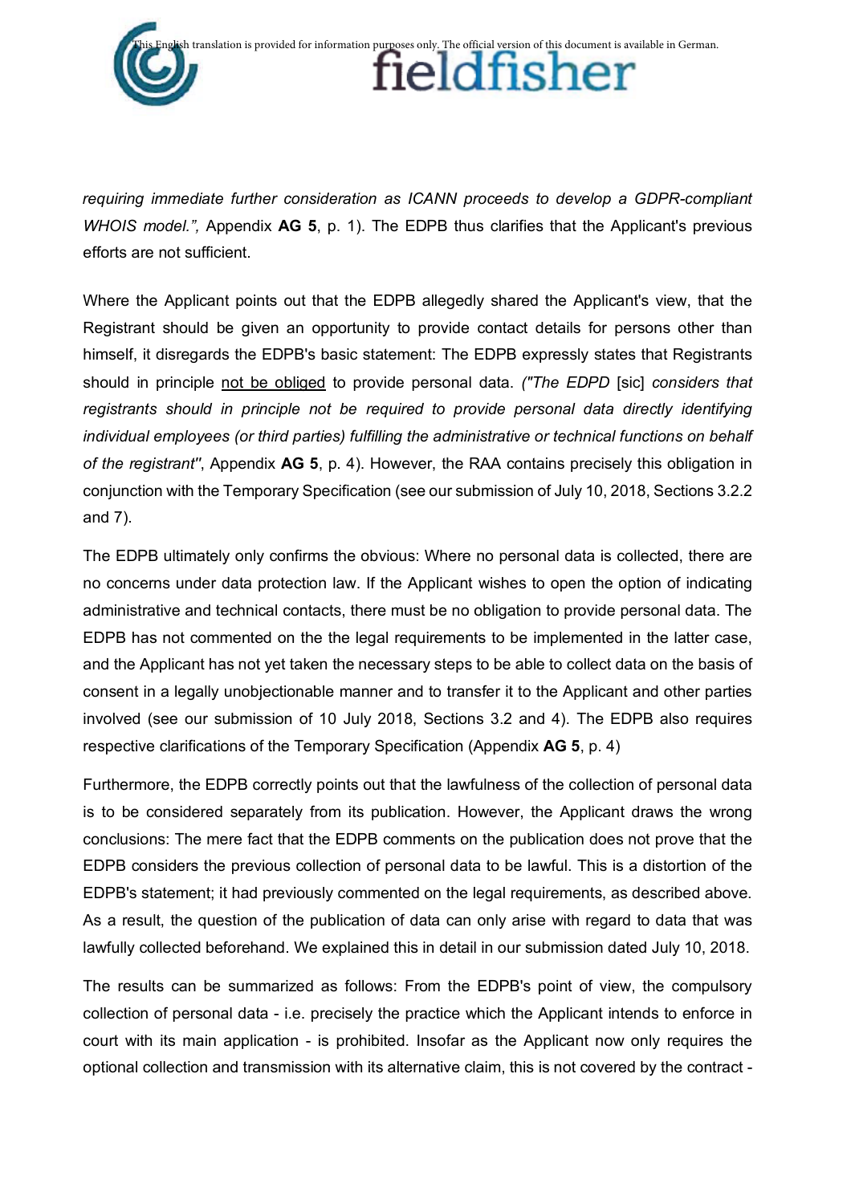*requiring immediate further consideration as ICANN proceeds to develop a GDPR-compliant WHOIS model.",* Appendix **AG 5**, p. 1). The EDPB thus clarifies that the Applicant's previous efforts are not sufficient.

Where the Applicant points out that the EDPB allegedly shared the Applicant's view, that the Registrant should be given an opportunity to provide contact details for persons other than himself, it disregards the EDPB's basic statement: The EDPB expressly states that Registrants should in principle not be obliged to provide personal data. *("The EDPD* [sic] *considers that registrants should in principle not be required to provide personal data directly identifying individual employees (or third parties) fulfilling the administrative or technical functions on behalf of the registrant"*, Appendix **AG 5**, p. 4). However, the RAA contains precisely this obligation in conjunction with the Temporary Specification (see our submission of July 10, 2018, Sections 3.2.2 and 7).

The EDPB ultimately only confirms the obvious: Where no personal data is collected, there are no concerns under data protection law. If the Applicant wishes to open the option of indicating administrative and technical contacts, there must be no obligation to provide personal data. The EDPB has not commented on the the legal requirements to be implemented in the latter case, and the Applicant has not yet taken the necessary steps to be able to collect data on the basis of consent in a legally unobjectionable manner and to transfer it to the Applicant and other parties involved (see our submission of 10 July 2018, Sections 3.2 and 4). The EDPB also requires respective clarifications of the Temporary Specification (Appendix **AG 5**, p. 4)

Furthermore, the EDPB correctly points out that the lawfulness of the collection of personal data is to be considered separately from its publication. However, the Applicant draws the wrong conclusions: The mere fact that the EDPB comments on the publication does not prove that the EDPB considers the previous collection of personal data to be lawful. This is a distortion of the EDPB's statement; it had previously commented on the legal requirements, as described above. As a result, the question of the publication of data can only arise with regard to data that was lawfully collected beforehand. We explained this in detail in our submission dated July 10, 2018.

The results can be summarized as follows: From the EDPB's point of view, the compulsory collection of personal data - i.e. precisely the practice which the Applicant intends to enforce in court with its main application - is prohibited. Insofar as the Applicant now only requires the optional collection and transmission with its alternative claim, this is not covered by the contract -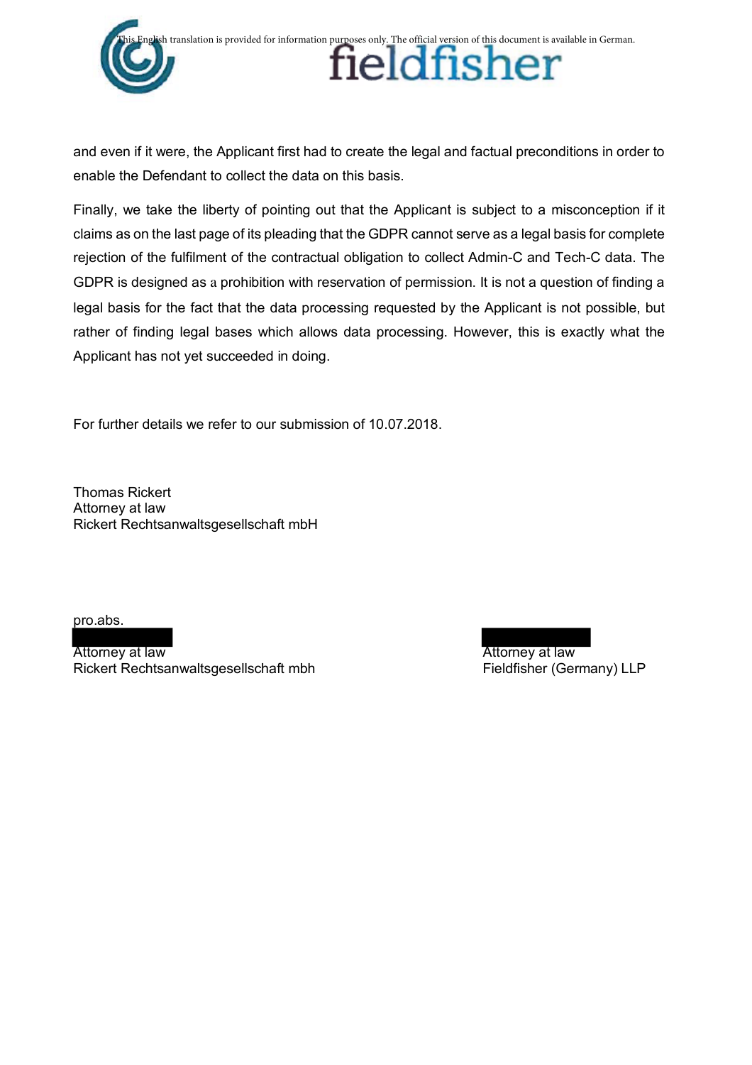and even if it were, the Applicant first had to create the legal and factual preconditions in order to enable the Defendant to collect the data on this basis.

Finally, we take the liberty of pointing out that the Applicant is subject to a misconception if it claims as on the last page of its pleading that the GDPR cannot serve as a legal basis for complete rejection of the fulfilment of the contractual obligation to collect Admin-C and Tech-C data. The GDPR is designed as a prohibition with reservation of permission. It is not a question of finding a legal basis for the fact that the data processing requested by the Applicant is not possible, but rather of finding legal bases which allows data processing. However, this is exactly what the Applicant has not yet succeeded in doing.

For further details we refer to our submission of 10.07.2018.

Thomas Rickert
Attorney at law
Rickert Rechtsanwaltsgesellschaft mbH

pro.abs.

Attorney at law
Rickert Rechtsanwaltsgesellschaft mbh

Attorney at law
Fieldfisher (Germany) LLP